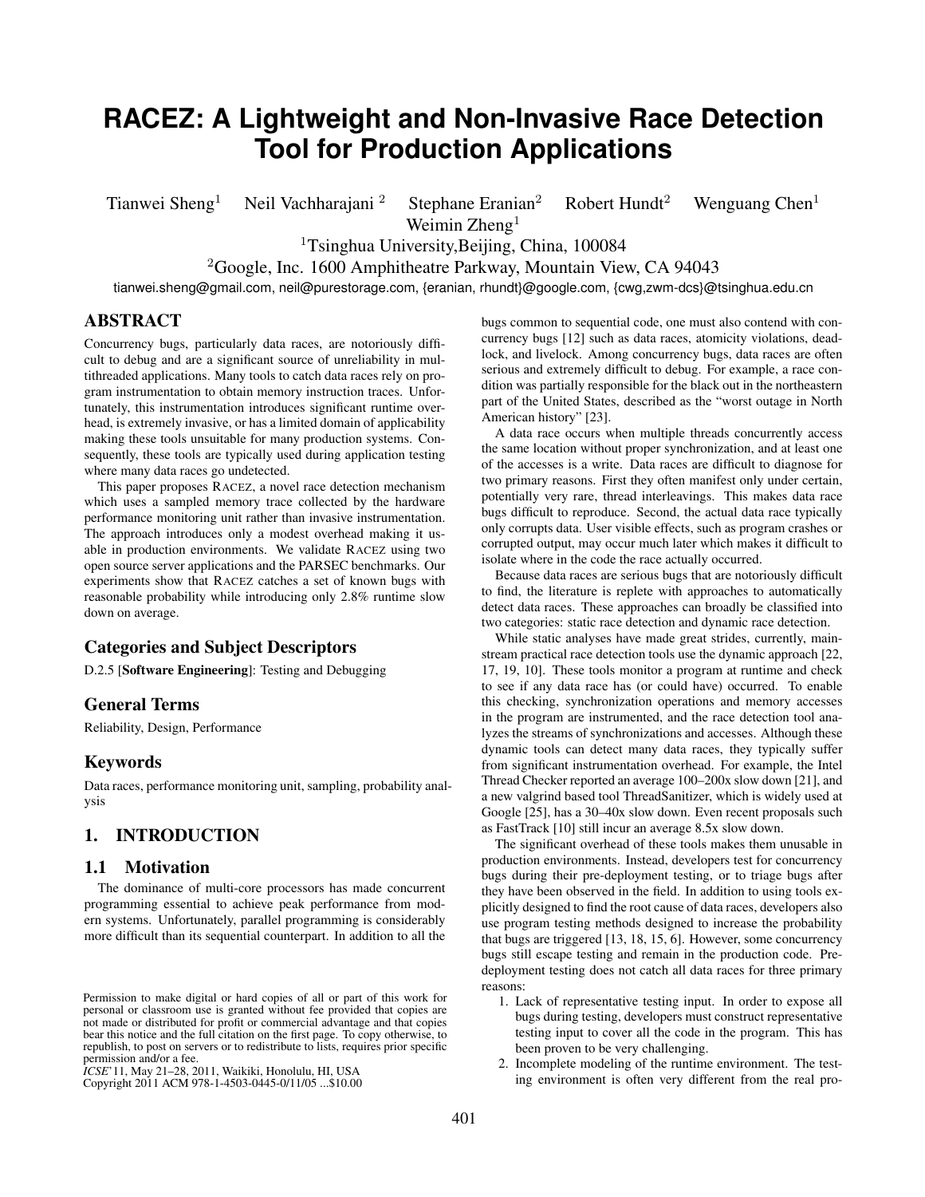# RACEZ: A Lightweight and Non-Invasive Race Detection Tool for Production Applications

Tianwei Sheng[1] Neil Vachharajani[2] Stephane Eranian[2] Robert Hundt[2] Wenguang Chen[1] Weimin Zheng[1]

[1]Tsinghua University,Beijing, China, 100084

[2]Google, Inc. 1600 Amphitheatre Parkway, Mountain View, CA 94043

tianwei.sheng@gmail.com, neil@purestorage.com, {eranian, rhundt}@google.com, {cwg,zwm-dcs}@tsinghua.edu.cn

## ABSTRACT

Concurrency bugs, particularly data races, are notoriously difficult to debug and are a significant source of unreliability in multithreaded applications. Many tools to catch data races rely on program instrumentation to obtain memory instruction traces. Unfortunately, this instrumentation introduces significant runtime overhead, is extremely invasive, or has a limited domain of applicability making these tools unsuitable for many production systems. Consequently, these tools are typically used during application testing where many data races go undetected.

This paper proposes RACEZ, a novel race detection mechanism which uses a sampled memory trace collected by the hardware performance monitoring unit rather than invasive instrumentation. The approach introduces only a modest overhead making it usable in production environments. We validate RACEZ using two open source server applications and the PARSEC benchmarks. Our experiments show that RACEZ catches a set of known bugs with reasonable probability while introducing only 2.8% runtime slow down on average.

### Categories and Subject Descriptors

D.2.5 [**Software Engineering**]: Testing and Debugging

### General Terms

Reliability, Design, Performance

### Keywords

Data races, performance monitoring unit, sampling, probability analysis

## 1. INTRODUCTION

### 1.1 Motivation

The dominance of multi-core processors has made concurrent programming essential to achieve peak performance from modern systems. Unfortunately, parallel programming is considerably more difficult than its sequential counterpart. In addition to all the bugs common to sequential code, one must also contend with concurrency bugs [12] such as data races, atomicity violations, deadlock, and livelock. Among concurrency bugs, data races are often serious and extremely difficult to debug. For example, a race condition was partially responsible for the black out in the northeastern part of the United States, described as the "worst outage in North American history" [23].

A data race occurs when multiple threads concurrently access the same location without proper synchronization, and at least one of the accesses is a write. Data races are difficult to diagnose for two primary reasons. First they often manifest only under certain, potentially very rare, thread interleavings. This makes data race bugs difficult to reproduce. Second, the actual data race typically only corrupts data. User visible effects, such as program crashes or corrupted output, may occur much later which makes it difficult to isolate where in the code the race actually occurred.

Because data races are serious bugs that are notoriously difficult to find, the literature is replete with approaches to automatically detect data races. These approaches can broadly be classified into two categories: static race detection and dynamic race detection.

While static analyses have made great strides, currently, mainstream practical race detection tools use the dynamic approach [22, 17, 19, 10]. These tools monitor a program at runtime and check to see if any data race has (or could have) occurred. To enable this checking, synchronization operations and memory accesses in the program are instrumented, and the race detection tool analyzes the streams of synchronizations and accesses. Although these dynamic tools can detect many data races, they typically suffer from significant instrumentation overhead. For example, the Intel Thread Checker reported an average 100–200x slow down [21], and a new valgrind based tool ThreadSanitizer, which is widely used at Google [25], has a 30–40x slow down. Even recent proposals such as FastTrack [10] still incur an average 8.5x slow down.

The significant overhead of these tools makes them unusable in production environments. Instead, developers test for concurrency bugs during their pre-deployment testing, or to triage bugs after they have been observed in the field. In addition to using tools explicitly designed to find the root cause of data races, developers also use program testing methods designed to increase the probability that bugs are triggered [13, 18, 15, 6]. However, some concurrency bugs still escape testing and remain in the production code. Pre-deployment testing does not catch all data races for three primary reasons:

1. Lack of representative testing input. In order to expose all bugs during testing, developers must construct representative testing input to cover all the code in the program. This has been proven to be very challenging.
2. Incomplete modeling of the runtime environment. The testing environment is often very different from the real pro-

Permission to make digital or hard copies of all or part of this work for personal or classroom use is granted without fee provided that copies are not made or distributed for profit or commercial advantage and that copies bear this notice and the full citation on the first page. To copy otherwise, to republish, to post on servers or to redistribute to lists, requires prior specific permission and/or a fee.
*ICSE*'11, May 21–28, 2011, Waikiki, Honolulu, HI, USA
Copyright 2011 ACM 978-1-4503-0445-0/11/05 ...$10.00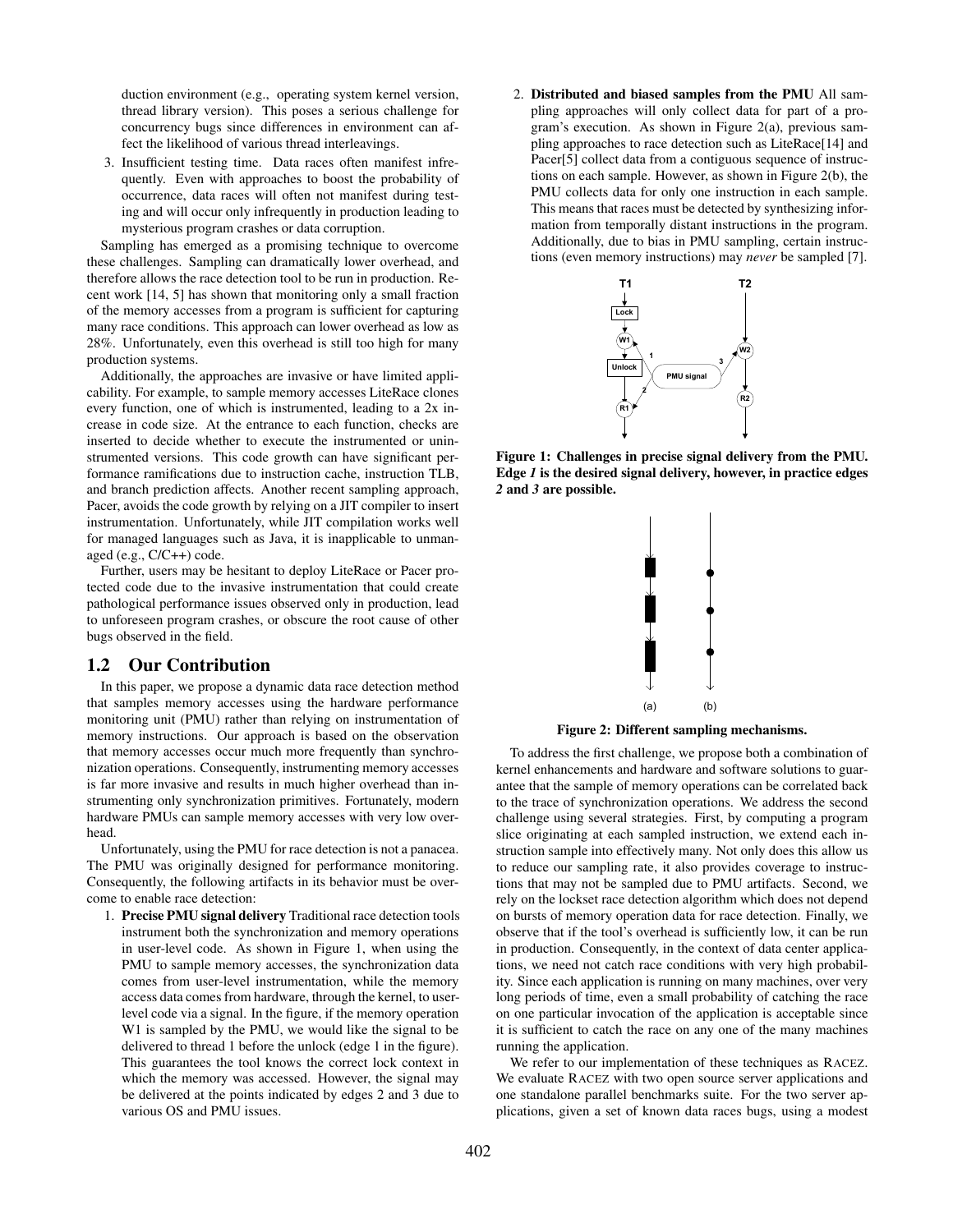duction environment (e.g., operating system kernel version, thread library version). This poses a serious challenge for concurrency bugs since differences in environment can affect the likelihood of various thread interleavings.

3. Insufficient testing time. Data races often manifest infrequently. Even with approaches to boost the probability of occurrence, data races will often not manifest during testing and will occur only infrequently in production leading to mysterious program crashes or data corruption.

Sampling has emerged as a promising technique to overcome these challenges. Sampling can dramatically lower overhead, and therefore allows the race detection tool to be run in production. Recent work [14, 5] has shown that monitoring only a small fraction of the memory accesses from a program is sufficient for capturing many race conditions. This approach can lower overhead as low as 28%. Unfortunately, even this overhead is still too high for many production systems.

Additionally, the approaches are invasive or have limited applicability. For example, to sample memory accesses LiteRace clones every function, one of which is instrumented, leading to a 2x increase in code size. At the entrance to each function, checks are inserted to decide whether to execute the instrumented or uninstrumented versions. This code growth can have significant performance ramifications due to instruction cache, instruction TLB, and branch prediction affects. Another recent sampling approach, Pacer, avoids the code growth by relying on a JIT compiler to insert instrumentation. Unfortunately, while JIT compilation works well for managed languages such as Java, it is inapplicable to unmanaged (e.g., C/C++) code.

Further, users may be hesitant to deploy LiteRace or Pacer protected code due to the invasive instrumentation that could create pathological performance issues observed only in production, lead to unforeseen program crashes, or obscure the root cause of other bugs observed in the field.

## 1.2 Our Contribution

In this paper, we propose a dynamic data race detection method that samples memory accesses using the hardware performance monitoring unit (PMU) rather than relying on instrumentation of memory instructions. Our approach is based on the observation that memory accesses occur much more frequently than synchronization operations. Consequently, instrumenting memory accesses is far more invasive and results in much higher overhead than instrumenting only synchronization primitives. Fortunately, modern hardware PMUs can sample memory accesses with very low overhead.

Unfortunately, using the PMU for race detection is not a panacea. The PMU was originally designed for performance monitoring. Consequently, the following artifacts in its behavior must be overcome to enable race detection:

1. **Precise PMU signal delivery** Traditional race detection tools instrument both the synchronization and memory operations in user-level code. As shown in Figure 1, when using the PMU to sample memory accesses, the synchronization data comes from user-level instrumentation, while the memory access data comes from hardware, through the kernel, to user-level code via a signal. In the figure, if the memory operation W1 is sampled by the PMU, we would like the signal to be delivered to thread 1 before the unlock (edge 1 in the figure). This guarantees the tool knows the correct lock context in which the memory was accessed. However, the signal may be delivered at the points indicated by edges 2 and 3 due to various OS and PMU issues.

2. **Distributed and biased samples from the PMU** All sampling approaches will only collect data for part of a program's execution. As shown in Figure 2(a), previous sampling approaches to race detection such as LiteRace[14] and Pacer[5] collect data from a contiguous sequence of instructions on each sample. However, as shown in Figure 2(b), the PMU collects data for only one instruction in each sample. This means that races must be detected by synthesizing information from temporally distant instructions in the program. Additionally, due to bias in PMU sampling, certain instructions (even memory instructions) may *never* be sampled [7].

T1
T2
Lock
W1
Unlock
R1
W2
R2
PMU signal
1
2
3

**Figure 1: Challenges in precise signal delivery from the PMU. Edge *1* is the desired signal delivery, however, in practice edges *2* and *3* are possible.**

(a)
(b)

**Figure 2: Different sampling mechanisms.**

To address the first challenge, we propose both a combination of kernel enhancements and hardware and software solutions to guarantee that the sample of memory operations can be correlated back to the trace of synchronization operations. We address the second challenge using several strategies. First, by computing a program slice originating at each sampled instruction, we extend each instruction sample into effectively many. Not only does this allow us to reduce our sampling rate, it also provides coverage to instructions that may not be sampled due to PMU artifacts. Second, we rely on the lockset race detection algorithm which does not depend on bursts of memory operation data for race detection. Finally, we observe that if the tool's overhead is sufficiently low, it can be run in production. Consequently, in the context of data center applications, we need not catch race conditions with very high probability. Since each application is running on many machines, over very long periods of time, even a small probability of catching the race on one particular invocation of the application is acceptable since it is sufficient to catch the race on any one of the many machines running the application.

We refer to our implementation of these techniques as RACEZ. We evaluate RACEZ with two open source server applications and one standalone parallel benchmarks suite. For the two server applications, given a set of known data races bugs, using a modest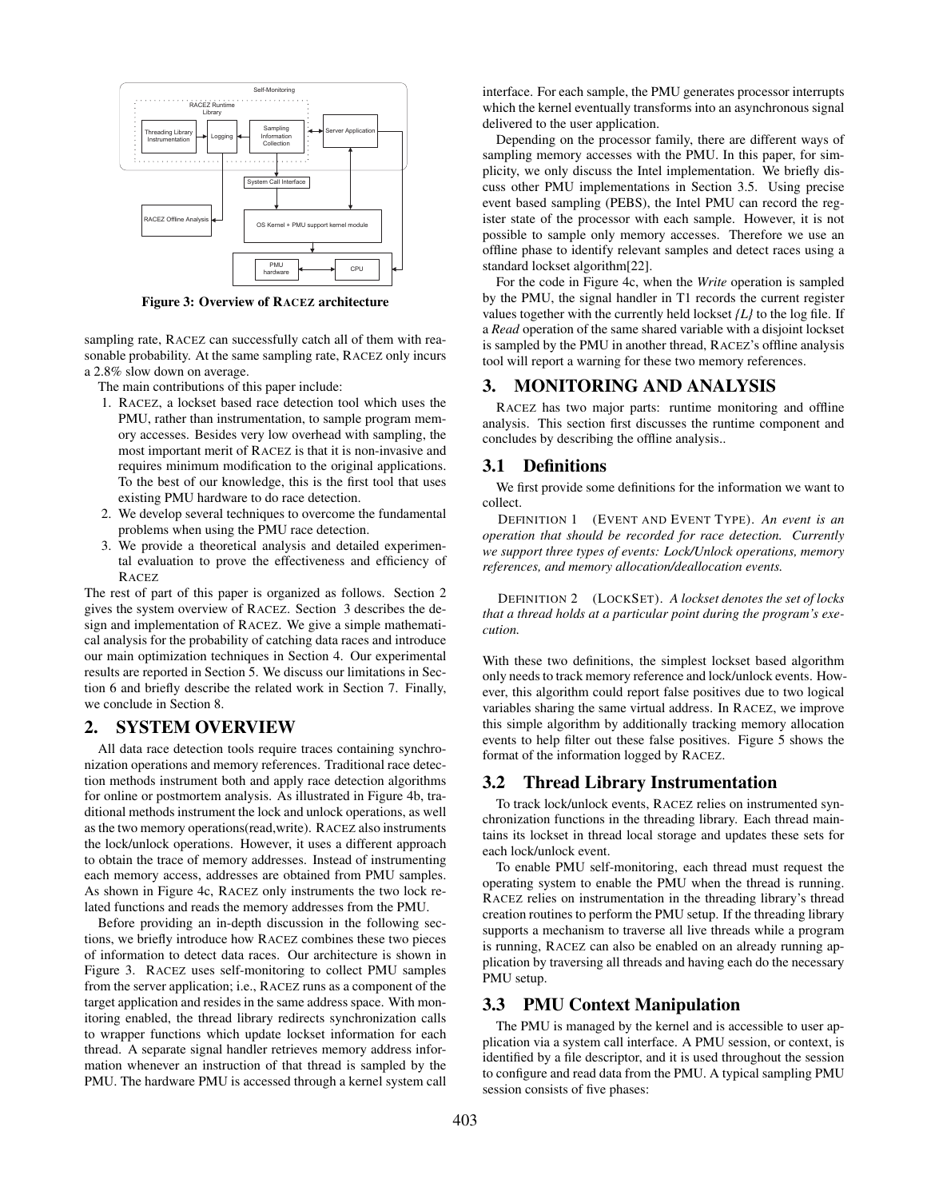Figure 3: Overview of RACEZ architecture

sampling rate, RACEZ can successfully catch all of them with reasonable probability. At the same sampling rate, RACEZ only incurs a 2.8% slow down on average.

The main contributions of this paper include:

1. RACEZ, a lockset based race detection tool which uses the PMU, rather than instrumentation, to sample program memory accesses. Besides very low overhead with sampling, the most important merit of RACEZ is that it is non-invasive and requires minimum modification to the original applications. To the best of our knowledge, this is the first tool that uses existing PMU hardware to do race detection.
2. We develop several techniques to overcome the fundamental problems when using the PMU race detection.
3. We provide a theoretical analysis and detailed experimental evaluation to prove the effectiveness and efficiency of RACEZ

The rest of part of this paper is organized as follows. Section 2 gives the system overview of RACEZ. Section 3 describes the design and implementation of RACEZ. We give a simple mathematical analysis for the probability of catching data races and introduce our main optimization techniques in Section 4. Our experimental results are reported in Section 5. We discuss our limitations in Section 6 and briefly describe the related work in Section 7. Finally, we conclude in Section 8.

## 2. SYSTEM OVERVIEW

All data race detection tools require traces containing synchronization operations and memory references. Traditional race detection methods instrument both and apply race detection algorithms for online or postmortem analysis. As illustrated in Figure 4b, traditional methods instrument the lock and unlock operations, as well as the two memory operations(read,write). RACEZ also instruments the lock/unlock operations. However, it uses a different approach to obtain the trace of memory addresses. Instead of instrumenting each memory access, addresses are obtained from PMU samples. As shown in Figure 4c, RACEZ only instruments the two lock related functions and reads the memory addresses from the PMU.

Before providing an in-depth discussion in the following sections, we briefly introduce how RACEZ combines these two pieces of information to detect data races. Our architecture is shown in Figure 3. RACEZ uses self-monitoring to collect PMU samples from the server application; i.e., RACEZ runs as a component of the target application and resides in the same address space. With monitoring enabled, the thread library redirects synchronization calls to wrapper functions which update lockset information for each thread. A separate signal handler retrieves memory address information whenever an instruction of that thread is sampled by the PMU. The hardware PMU is accessed through a kernel system call interface. For each sample, the PMU generates processor interrupts which the kernel eventually transforms into an asynchronous signal delivered to the user application.

Depending on the processor family, there are different ways of sampling memory accesses with the PMU. In this paper, for simplicity, we only discuss the Intel implementation. We briefly discuss other PMU implementations in Section 3.5. Using precise event based sampling (PEBS), the Intel PMU can record the register state of the processor with each sample. However, it is not possible to sample only memory accesses. Therefore we use an offline phase to identify relevant samples and detect races using a standard lockset algorithm[22].

For the code in Figure 4c, when the *Write* operation is sampled by the PMU, the signal handler in T1 records the current register values together with the currently held lockset *{L}* to the log file. If a *Read* operation of the same shared variable with a disjoint lockset is sampled by the PMU in another thread, RACEZ's offline analysis tool will report a warning for these two memory references.

## 3. MONITORING AND ANALYSIS

RACEZ has two major parts: runtime monitoring and offline analysis. This section first discusses the runtime component and concludes by describing the offline analysis..

### 3.1 Definitions

We first provide some definitions for the information we want to collect.

DEFINITION 1 (EVENT AND EVENT TYPE). *An event is an operation that should be recorded for race detection. Currently we support three types of events: Lock/Unlock operations, memory references, and memory allocation/deallocation events.*

DEFINITION 2 (LOCKSET). *A lockset denotes the set of locks that a thread holds at a particular point during the program's execution.*

With these two definitions, the simplest lockset based algorithm only needs to track memory reference and lock/unlock events. However, this algorithm could report false positives due to two logical variables sharing the same virtual address. In RACEZ, we improve this simple algorithm by additionally tracking memory allocation events to help filter out these false positives. Figure 5 shows the format of the information logged by RACEZ.

### 3.2 Thread Library Instrumentation

To track lock/unlock events, RACEZ relies on instrumented synchronization functions in the threading library. Each thread maintains its lockset in thread local storage and updates these sets for each lock/unlock event.

To enable PMU self-monitoring, each thread must request the operating system to enable the PMU when the thread is running. RACEZ relies on instrumentation in the threading library's thread creation routines to perform the PMU setup. If the threading library supports a mechanism to traverse all live threads while a program is running, RACEZ can also be enabled on an already running application by traversing all threads and having each do the necessary PMU setup.

### 3.3 PMU Context Manipulation

The PMU is managed by the kernel and is accessible to user application via a system call interface. A PMU session, or context, is identified by a file descriptor, and it is used throughout the session to configure and read data from the PMU. A typical sampling PMU session consists of five phases: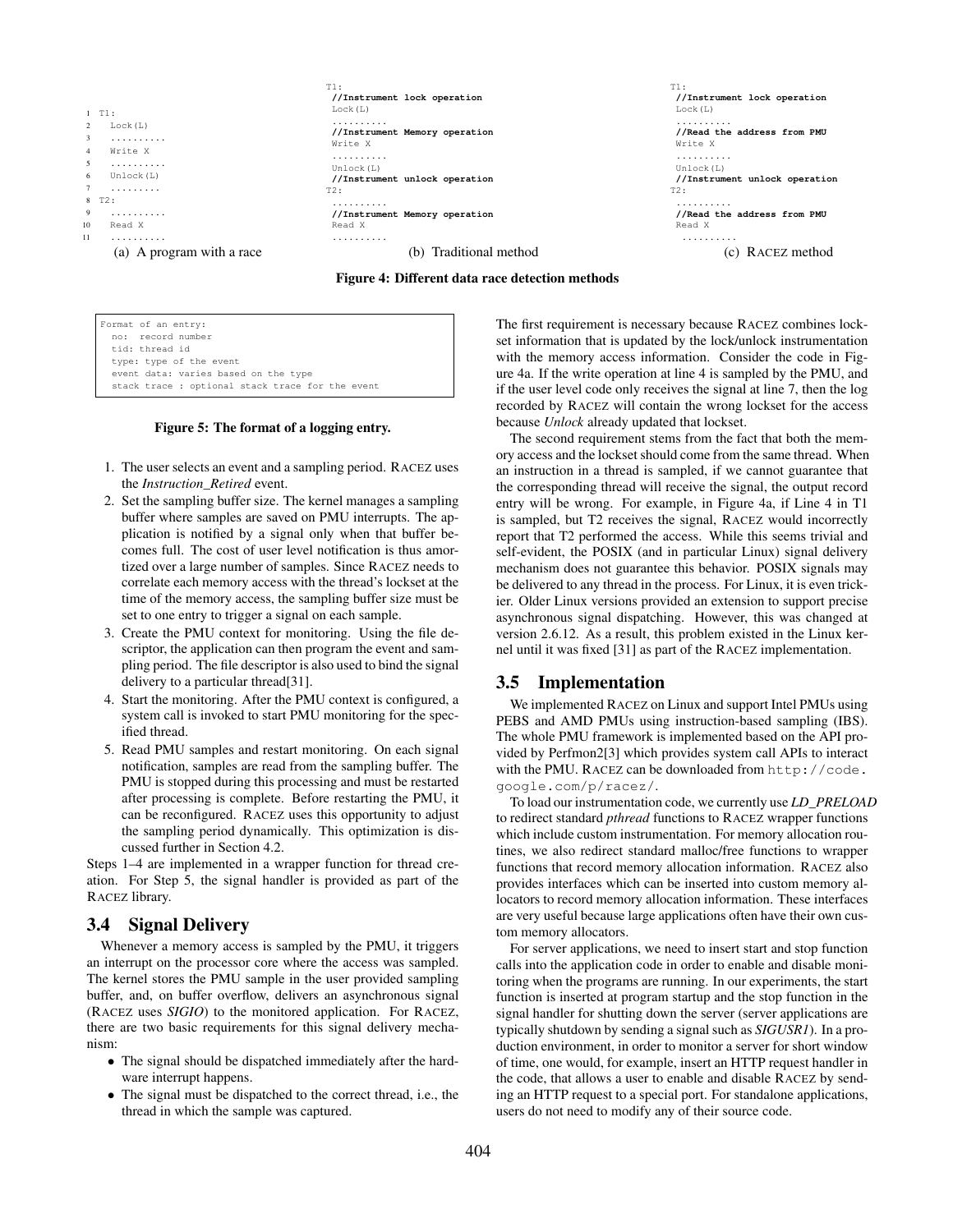```
1  T1:
2    Lock(L)
3    ..........
4    Write X
5    ..........
6    Unlock(L)
7    .........
8  T2:
9    ..........
10   Read X
11   ..........
```

(a) A program with a race

```
T1:
 //Instrument lock operation
 Lock(L)
 ..........
 //Instrument Memory operation
 Write X
 ..........
 Unlock(L)
 //Instrument unlock operation
T2:
 ..........
 //Instrument Memory operation
 Read X
 ..........
```

(b) Traditional method

```
T1:
 //Instrument lock operation
 Lock(L)
 ..........
 //Read the address from PMU
 Write X
 ..........
 Unlock(L)
 //Instrument unlock operation
T2:
 ..........
 //Read the address from PMU
 Read X
 ..........
```

(c) RACEZ method

**Figure 4: Different data race detection methods**

```
Format of an entry:
  no:  record number
  tid: thread id
  type: type of the event
  event data: varies based on the type
  stack trace : optional stack trace for the event
```

**Figure 5: The format of a logging entry.**

1. The user selects an event and a sampling period. RACEZ uses the *Instruction_Retired* event.
2. Set the sampling buffer size. The kernel manages a sampling buffer where samples are saved on PMU interrupts. The application is notified by a signal only when that buffer becomes full. The cost of user level notification is thus amortized over a large number of samples. Since RACEZ needs to correlate each memory access with the thread's lockset at the time of the memory access, the sampling buffer size must be set to one entry to trigger a signal on each sample.
3. Create the PMU context for monitoring. Using the file descriptor, the application can then program the event and sampling period. The file descriptor is also used to bind the signal delivery to a particular thread[31].
4. Start the monitoring. After the PMU context is configured, a system call is invoked to start PMU monitoring for the specified thread.
5. Read PMU samples and restart monitoring. On each signal notification, samples are read from the sampling buffer. The PMU is stopped during this processing and must be restarted after processing is complete. Before restarting the PMU, it can be reconfigured. RACEZ uses this opportunity to adjust the sampling period dynamically. This optimization is discussed further in Section 4.2.

Steps 1–4 are implemented in a wrapper function for thread creation. For Step 5, the signal handler is provided as part of the RACEZ library.

## 3.4 Signal Delivery

Whenever a memory access is sampled by the PMU, it triggers an interrupt on the processor core where the access was sampled. The kernel stores the PMU sample in the user provided sampling buffer, and, on buffer overflow, delivers an asynchronous signal (RACEZ uses *SIGIO*) to the monitored application. For RACEZ, there are two basic requirements for this signal delivery mechanism:

- The signal should be dispatched immediately after the hardware interrupt happens.
- The signal must be dispatched to the correct thread, i.e., the thread in which the sample was captured.

The first requirement is necessary because RACEZ combines lockset information that is updated by the lock/unlock instrumentation with the memory access information. Consider the code in Figure 4a. If the write operation at line 4 is sampled by the PMU, and if the user level code only receives the signal at line 7, then the log recorded by RACEZ will contain the wrong lockset for the access because *Unlock* already updated that lockset.

The second requirement stems from the fact that both the memory access and the lockset should come from the same thread. When an instruction in a thread is sampled, if we cannot guarantee that the corresponding thread will receive the signal, the output record entry will be wrong. For example, in Figure 4a, if Line 4 in T1 is sampled, but T2 receives the signal, RACEZ would incorrectly report that T2 performed the access. While this seems trivial and self-evident, the POSIX (and in particular Linux) signal delivery mechanism does not guarantee this behavior. POSIX signals may be delivered to any thread in the process. For Linux, it is even trickier. Older Linux versions provided an extension to support precise asynchronous signal dispatching. However, this was changed at version 2.6.12. As a result, this problem existed in the Linux kernel until it was fixed [31] as part of the RACEZ implementation.

## 3.5 Implementation

We implemented RACEZ on Linux and support Intel PMUs using PEBS and AMD PMUs using instruction-based sampling (IBS). The whole PMU framework is implemented based on the API provided by Perfmon2[3] which provides system call APIs to interact with the PMU. RACEZ can be downloaded from `http://code.google.com/p/racez/`.

To load our instrumentation code, we currently use *LD_PRELOAD* to redirect standard *pthread* functions to RACEZ wrapper functions which include custom instrumentation. For memory allocation routines, we also redirect standard malloc/free functions to wrapper functions that record memory allocation information. RACEZ also provides interfaces which can be inserted into custom memory allocators to record memory allocation information. These interfaces are very useful because large applications often have their own custom memory allocators.

For server applications, we need to insert start and stop function calls into the application code in order to enable and disable monitoring when the programs are running. In our experiments, the start function is inserted at program startup and the stop function in the signal handler for shutting down the server (server applications are typically shutdown by sending a signal such as *SIGUSR1*). In a production environment, in order to monitor a server for short window of time, one would, for example, insert an HTTP request handler in the code, that allows a user to enable and disable RACEZ by sending an HTTP request to a special port. For standalone applications, users do not need to modify any of their source code.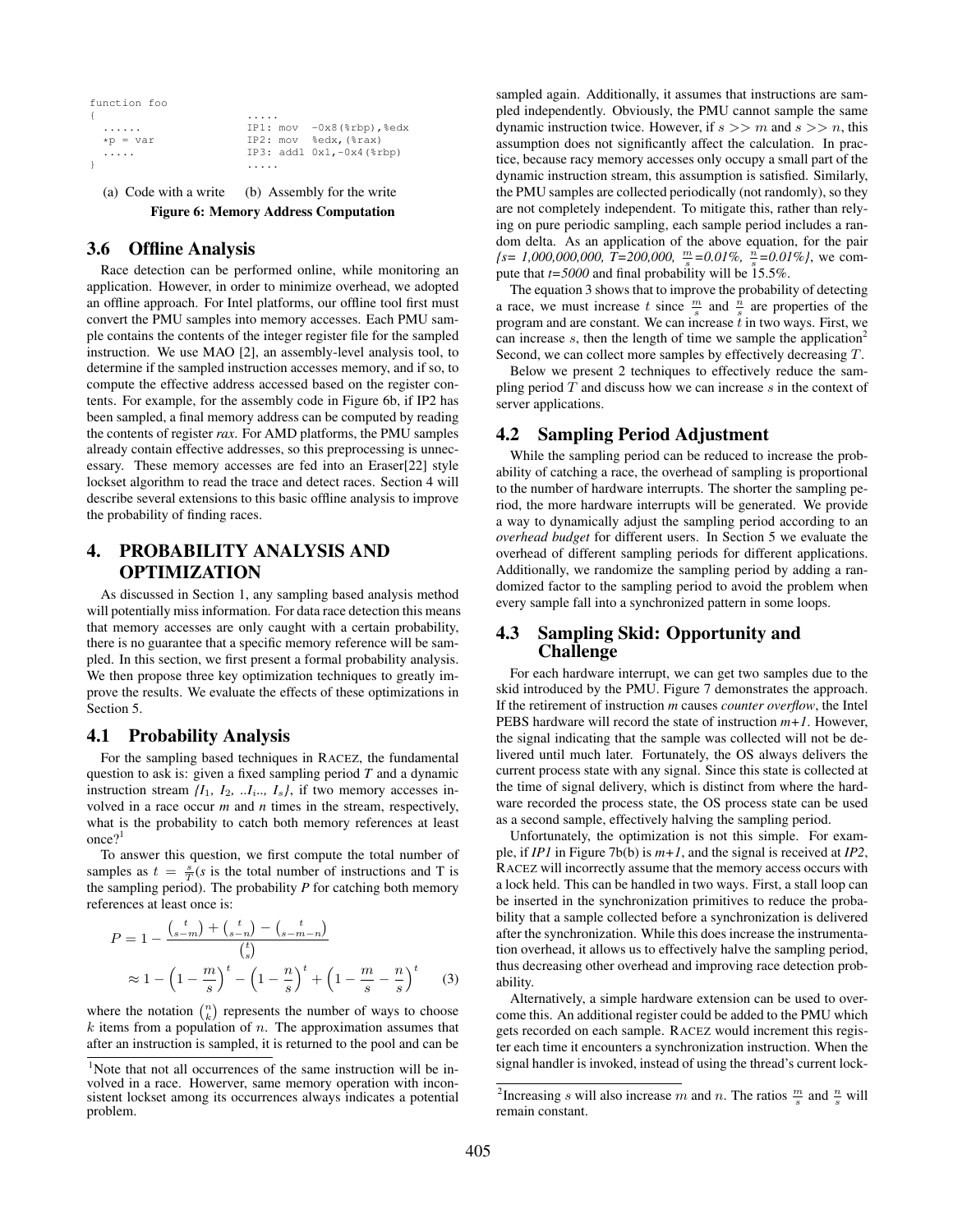```
function foo
{                        .....
  ......                 IP1: mov  -0x8(%rbp),%edx
  *p = var               IP2: mov  %edx,(%rax)
  .....                  IP3: addl 0x1,-0x4(%rbp)
}                        .....
```

(a) Code with a write (b) Assembly for the write

**Figure 6: Memory Address Computation**

### 3.6 Offline Analysis

Race detection can be performed online, while monitoring an application. However, in order to minimize overhead, we adopted an offline approach. For Intel platforms, our offline tool first must convert the PMU samples into memory accesses. Each PMU sample contains the contents of the integer register file for the sampled instruction. We use MAO [2], an assembly-level analysis tool, to determine if the sampled instruction accesses memory, and if so, to compute the effective address accessed based on the register contents. For example, for the assembly code in Figure 6b, if IP2 has been sampled, a final memory address can be computed by reading the contents of register *rax*. For AMD platforms, the PMU samples already contain effective addresses, so this preprocessing is unnecessary. These memory accesses are fed into an Eraser[22] style lockset algorithm to read the trace and detect races. Section 4 will describe several extensions to this basic offline analysis to improve the probability of finding races.

## 4. PROBABILITY ANALYSIS AND OPTIMIZATION

As discussed in Section 1, any sampling based analysis method will potentially miss information. For data race detection this means that memory accesses are only caught with a certain probability, there is no guarantee that a specific memory reference will be sampled. In this section, we first present a formal probability analysis. We then propose three key optimization techniques to greatly improve the results. We evaluate the effects of these optimizations in Section 5.

### 4.1 Probability Analysis

For the sampling based techniques in RACEZ, the fundamental question to ask is: given a fixed sampling period *T* and a dynamic instruction stream $\{I_1, I_2, ..I_i.., I_s\}$, if two memory accesses involved in a race occur *m* and *n* times in the stream, respectively, what is the probability to catch both memory references at least once?[1]

To answer this question, we first compute the total number of samples as $t = \frac{s}{T}$($s$ is the total number of instructions and T is the sampling period). The probability *P* for catching both memory references at least once is:

$$P = 1 - \frac{\binom{t}{s-m} + \binom{t}{s-n} - \binom{t}{s-m-n}}{\binom{t}{s}}$$
$$\approx 1 - \left(1 - \frac{m}{s}\right)^t - \left(1 - \frac{n}{s}\right)^t + \left(1 - \frac{m}{s} - \frac{n}{s}\right)^t \quad (3)$$

where the notation $\binom{n}{k}$ represents the number of ways to choose $k$ items from a population of $n$. The approximation assumes that after an instruction is sampled, it is returned to the pool and can be sampled again. Additionally, it assumes that instructions are sampled independently. Obviously, the PMU cannot sample the same dynamic instruction twice. However, if $s >> m$ and $s >> n$, this assumption does not significantly affect the calculation. In practice, because racy memory accesses only occupy a small part of the dynamic instruction stream, this assumption is satisfied. Similarly, the PMU samples are collected periodically (not randomly), so they are not completely independent. To mitigate this, rather than relying on pure periodic sampling, each sample period includes a random delta. As an application of the above equation, for the pair *{s= 1,000,000,000, T=200,000,* $\frac{m}{s}$*=0.01%,* $\frac{n}{s}$*=0.01%}*, we compute that *t=5000* and final probability will be 15.5%.

The equation 3 shows that to improve the probability of detecting a race, we must increase $t$ since $\frac{m}{s}$ and $\frac{n}{s}$ are properties of the program and are constant. We can increase $t$ in two ways. First, we can increase $s$, then the length of time we sample the application[2] Second, we can collect more samples by effectively decreasing $T$.

Below we present 2 techniques to effectively reduce the sampling period $T$ and discuss how we can increase $s$ in the context of server applications.

### 4.2 Sampling Period Adjustment

While the sampling period can be reduced to increase the probability of catching a race, the overhead of sampling is proportional to the number of hardware interrupts. The shorter the sampling period, the more hardware interrupts will be generated. We provide a way to dynamically adjust the sampling period according to an *overhead budget* for different users. In Section 5 we evaluate the overhead of different sampling periods for different applications. Additionally, we randomize the sampling period by adding a randomized factor to the sampling period to avoid the problem when every sample fall into a synchronized pattern in some loops.

### 4.3 Sampling Skid: Opportunity and Challenge

For each hardware interrupt, we can get two samples due to the skid introduced by the PMU. Figure 7 demonstrates the approach. If the retirement of instruction *m* causes *counter overflow*, the Intel PEBS hardware will record the state of instruction *m+1*. However, the signal indicating that the sample was collected will not be delivered until much later. Fortunately, the OS always delivers the current process state with any signal. Since this state is collected at the time of signal delivery, which is distinct from where the hardware recorded the process state, the OS process state can be used as a second sample, effectively halving the sampling period.

Unfortunately, the optimization is not this simple. For example, if *IP1* in Figure 7b(b) is *m+1*, and the signal is received at *IP2*, RACEZ will incorrectly assume that the memory access occurs with a lock held. This can be handled in two ways. First, a stall loop can be inserted in the synchronization primitives to reduce the probability that a sample collected before a synchronization is delivered after the synchronization. While this does increase the instrumentation overhead, it allows us to effectively halve the sampling period, thus decreasing other overhead and improving race detection probability.

Alternatively, a simple hardware extension can be used to overcome this. An additional register could be added to the PMU which gets recorded on each sample. RACEZ would increment this register each time it encounters a synchronization instruction. When the signal handler is invoked, instead of using the thread's current lock-

[1]Note that not all occurrences of the same instruction will be involved in a race. However, same memory operation with inconsistent lockset among its occurrences always indicates a potential problem.

[2]Increasing $s$ will also increase $m$ and $n$. The ratios $\frac{m}{s}$ and $\frac{n}{s}$ will remain constant.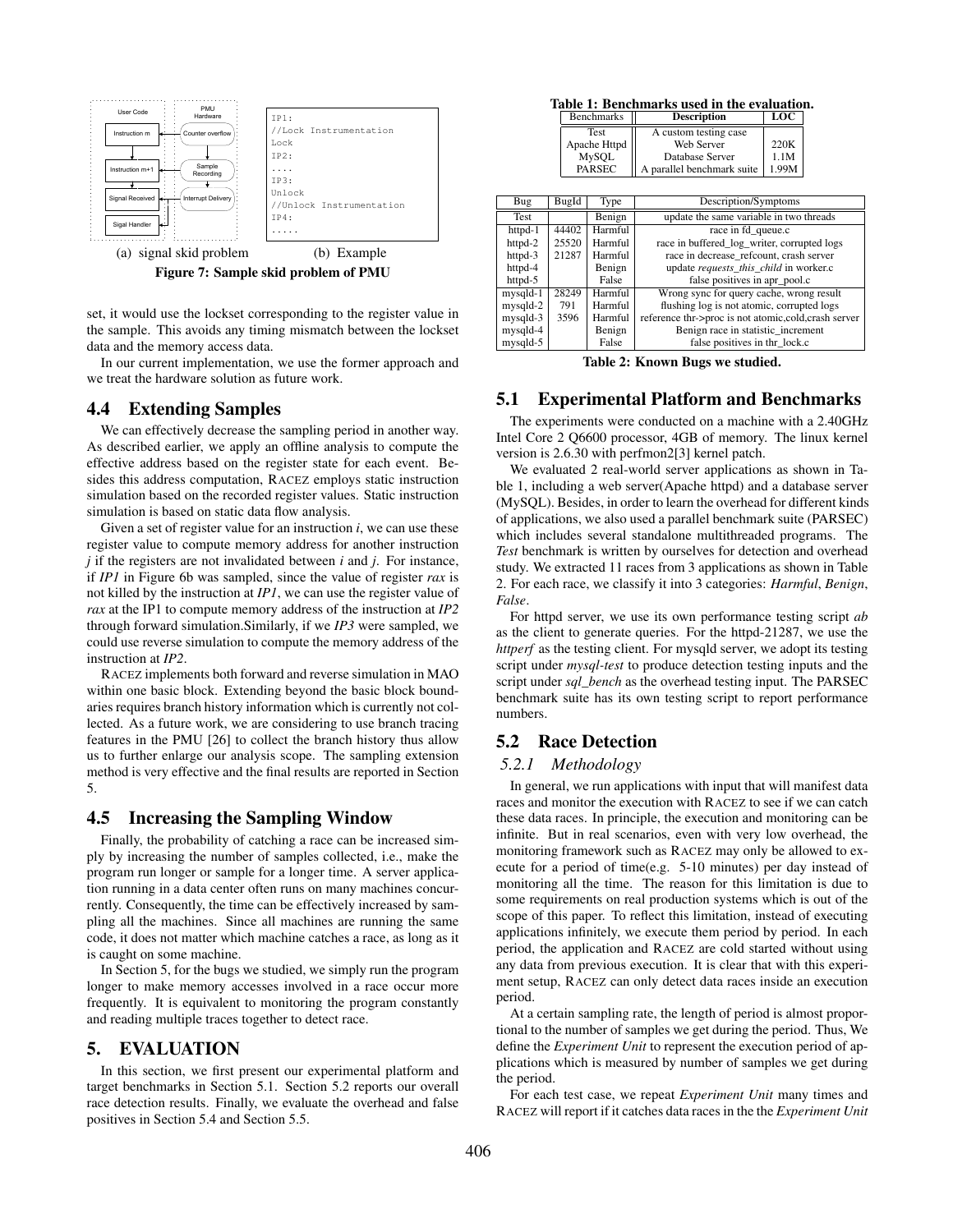(a) signal skid problem (b) Example

```
IP1:
//Lock Instrumentation
Lock
IP2:
....
IP3:
Unlock
//Unlock Instrumentation
IP4:
.....
```

**Figure 7: Sample skid problem of PMU**

set, it would use the lockset corresponding to the register value in the sample. This avoids any timing mismatch between the lockset data and the memory access data.

In our current implementation, we use the former approach and we treat the hardware solution as future work.

## 4.4 Extending Samples

We can effectively decrease the sampling period in another way. As described earlier, we apply an offline analysis to compute the effective address based on the register state for each event. Besides this address computation, RACEZ employs static instruction simulation based on the recorded register values. Static instruction simulation is based on static data flow analysis.

Given a set of register value for an instruction *i*, we can use these register value to compute memory address for another instruction *j* if the registers are not invalidated between *i* and *j*. For instance, if *IP1* in Figure 6b was sampled, since the value of register *rax* is not killed by the instruction at *IP1*, we can use the register value of *rax* at the IP1 to compute memory address of the instruction at *IP2* through forward simulation.Similarly, if we *IP3* were sampled, we could use reverse simulation to compute the memory address of the instruction at *IP2*.

RACEZ implements both forward and reverse simulation in MAO within one basic block. Extending beyond the basic block boundaries requires branch history information which is currently not collected. As a future work, we are considering to use branch tracing features in the PMU [26] to collect the branch history thus allow us to further enlarge our analysis scope. The sampling extension method is very effective and the final results are reported in Section 5.

## 4.5 Increasing the Sampling Window

Finally, the probability of catching a race can be increased simply by increasing the number of samples collected, i.e., make the program run longer or sample for a longer time. A server application running in a data center often runs on many machines concurrently. Consequently, the time can be effectively increased by sampling all the machines. Since all machines are running the same code, it does not matter which machine catches a race, as long as it is caught on some machine.

In Section 5, for the bugs we studied, we simply run the program longer to make memory accesses involved in a race occur more frequently. It is equivalent to monitoring the program constantly and reading multiple traces together to detect race.

# 5. EVALUATION

In this section, we first present our experimental platform and target benchmarks in Section 5.1. Section 5.2 reports our overall race detection results. Finally, we evaluate the overhead and false positives in Section 5.4 and Section 5.5.

**Table 1: Benchmarks used in the evaluation.**

| Benchmarks | Description | LOC |
|---|---|---|
| Test | A custom testing case | |
| Apache Httpd | Web Server | 220K |
| MySQL | Database Server | 1.1M |
| PARSEC | A parallel benchmark suite | 1.99M |

| Bug | BugId | Type | Description/Symptoms |
|---|---|---|---|
| Test | | Benign | update the same variable in two threads |
| httpd-1 | 44402 | Harmful | race in fd_queue.c |
| httpd-2 | 25520 | Harmful | race in buffered_log_writer, corrupted logs |
| httpd-3 | 21287 | Harmful | race in decrease_refcount, crash server |
| httpd-4 | | Benign | update *requests_this_child* in worker.c |
| httpd-5 | | False | false positives in apr_pool.c |
| mysqld-1 | 28249 | Harmful | Wrong sync for query cache, wrong result |
| mysqld-2 | 791 | Harmful | flushing log is not atomic, corrupted logs |
| mysqld-3 | 3596 | Harmful | reference thr->proc is not atomic,cold,crash server |
| mysqld-4 | | Benign | Benign race in statistic_increment |
| mysqld-5 | | False | false positives in thr_lock.c |

**Table 2: Known Bugs we studied.**

## 5.1 Experimental Platform and Benchmarks

The experiments were conducted on a machine with a 2.40GHz Intel Core 2 Q6600 processor, 4GB of memory. The linux kernel version is 2.6.30 with perfmon2[3] kernel patch.

We evaluated 2 real-world server applications as shown in Table 1, including a web server(Apache httpd) and a database server (MySQL). Besides, in order to learn the overhead for different kinds of applications, we also used a parallel benchmark suite (PARSEC) which includes several standalone multithreaded programs. The *Test* benchmark is written by ourselves for detection and overhead study. We extracted 11 races from 3 applications as shown in Table 2. For each race, we classify it into 3 categories: *Harmful*, *Benign*, *False*.

For httpd server, we use its own performance testing script *ab* as the client to generate queries. For the httpd-21287, we use the *httperf* as the testing client. For mysqld server, we adopt its testing script under *mysql-test* to produce detection testing inputs and the script under *sql_bench* as the overhead testing input. The PARSEC benchmark suite has its own testing script to report performance numbers.

## 5.2 Race Detection

### *5.2.1 Methodology*

In general, we run applications with input that will manifest data races and monitor the execution with RACEZ to see if we can catch these data races. In principle, the execution and monitoring can be infinite. But in real scenarios, even with very low overhead, the monitoring framework such as RACEZ may only be allowed to execute for a period of time(e.g. 5-10 minutes) per day instead of monitoring all the time. The reason for this limitation is due to some requirements on real production systems which is out of the scope of this paper. To reflect this limitation, instead of executing applications infinitely, we execute them period by period. In each period, the application and RACEZ are cold started without using any data from previous execution. It is clear that with this experiment setup, RACEZ can only detect data races inside an execution period.

At a certain sampling rate, the length of period is almost proportional to the number of samples we get during the period. Thus, We define the *Experiment Unit* to represent the execution period of applications which is measured by number of samples we get during the period.

For each test case, we repeat *Experiment Unit* many times and RACEZ will report if it catches data races in the the *Experiment Unit*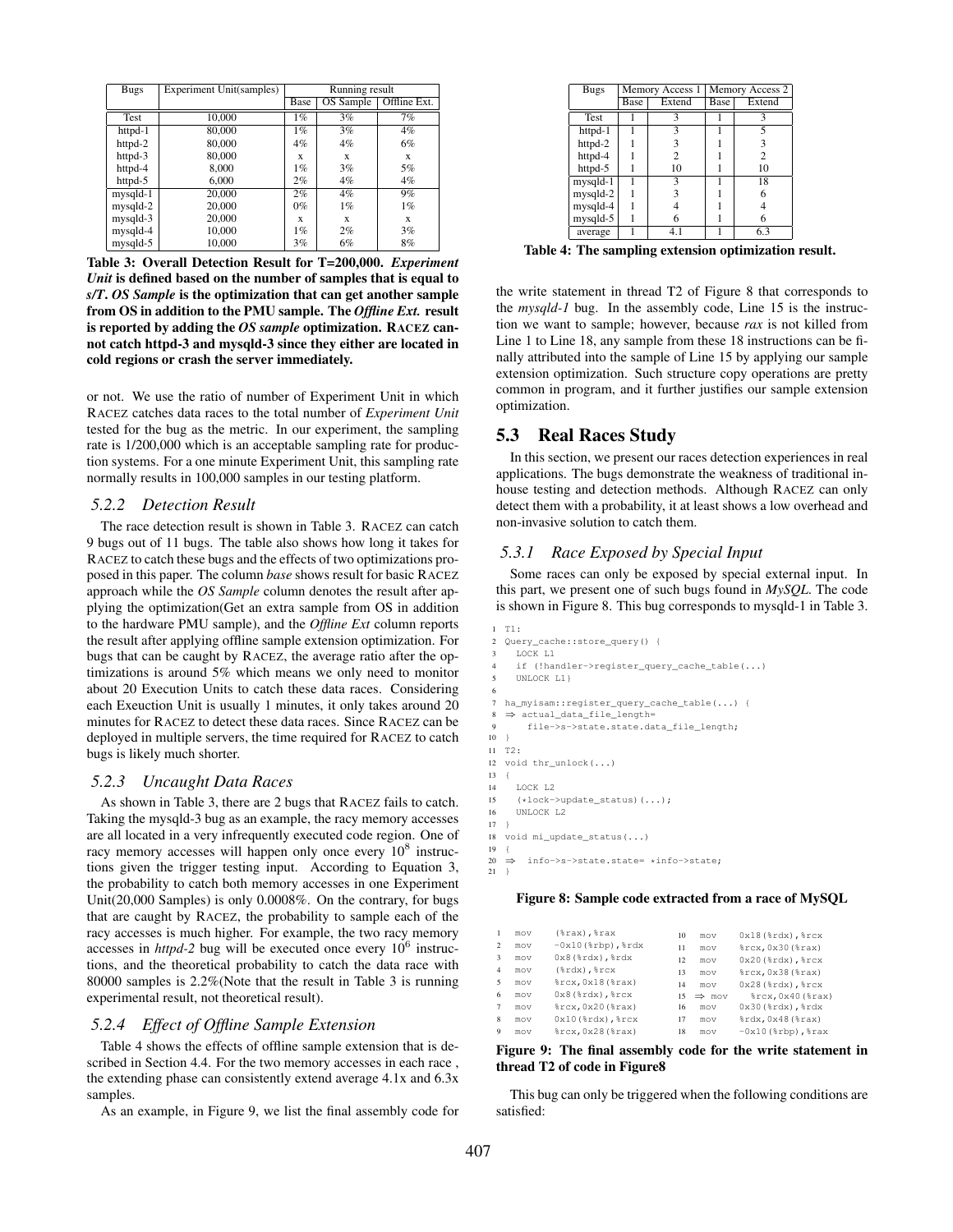| Bugs | Experiment Unit(samples) | Running result | | |
|---|---|---|---|---|
| | | Base | OS Sample | Offline Ext. |
| Test | 10,000 | 1% | 3% | 7% |
| httpd-1 | 80,000 | 1% | 3% | 4% |
| httpd-2 | 80,000 | 4% | 4% | 6% |
| httpd-3 | 80,000 | x | x | x |
| httpd-4 | 8,000 | 1% | 3% | 5% |
| httpd-5 | 6,000 | 2% | 4% | 4% |
| mysqld-1 | 20,000 | 2% | 4% | 9% |
| mysqld-2 | 20,000 | 0% | 1% | 1% |
| mysqld-3 | 20,000 | x | x | x |
| mysqld-4 | 10,000 | 1% | 2% | 3% |
| mysqld-5 | 10,000 | 3% | 6% | 8% |

**Table 3: Overall Detection Result for T=200,000.** ***Experiment Unit*** **is defined based on the number of samples that is equal to** ***s/T***. ***OS Sample*** **is the optimization that can get another sample from OS in addition to the PMU sample. The** ***Offline Ext.*** **result is reported by adding the** ***OS sample*** **optimization. RACEZ cannot catch httpd-3 and mysqld-3 since they either are located in cold regions or crash the server immediately.**

or not. We use the ratio of number of Experiment Unit in which RACEZ catches data races to the total number of *Experiment Unit* tested for the bug as the metric. In our experiment, the sampling rate is 1/200,000 which is an acceptable sampling rate for production systems. For a one minute Experiment Unit, this sampling rate normally results in 100,000 samples in our testing platform.

### *5.2.2 Detection Result*

The race detection result is shown in Table 3. RACEZ can catch 9 bugs out of 11 bugs. The table also shows how long it takes for RACEZ to catch these bugs and the effects of two optimizations proposed in this paper. The column *base* shows result for basic RACEZ approach while the *OS Sample* column denotes the result after applying the optimization(Get an extra sample from OS in addition to the hardware PMU sample), and the *Offline Ext* column reports the result after applying offline sample extension optimization. For bugs that can be caught by RACEZ, the average ratio after the optimizations is around 5% which means we only need to monitor about 20 Execution Units to catch these data races. Considering each Exeuction Unit is usually 1 minutes, it only takes around 20 minutes for RACEZ to detect these data races. Since RACEZ can be deployed in multiple servers, the time required for RACEZ to catch bugs is likely much shorter.

### *5.2.3 Uncaught Data Races*

As shown in Table 3, there are 2 bugs that RACEZ fails to catch. Taking the mysqld-3 bug as an example, the racy memory accesses are all located in a very infrequently executed code region. One of racy memory accesses will happen only once every $10^8$ instructions given the trigger testing input. According to Equation 3, the probability to catch both memory accesses in one Experiment Unit(20,000 Samples) is only 0.0008%. On the contrary, for bugs that are caught by RACEZ, the probability to sample each of the racy accesses is much higher. For example, the two racy memory accesses in *httpd-2* bug will be executed once every $10^6$ instructions, and the theoretical probability to catch the data race with 80000 samples is 2.2%(Note that the result in Table 3 is running experimental result, not theoretical result).

### *5.2.4 Effect of Offline Sample Extension*

Table 4 shows the effects of offline sample extension that is described in Section 4.4. For the two memory accesses in each race , the extending phase can consistently extend average 4.1x and 6.3x samples.

As an example, in Figure 9, we list the final assembly code for

| Bugs | Memory Access 1 | | Memory Access 2 | |
|---|---|---|---|---|
| | Base | Extend | Base | Extend |
| Test | 1 | 3 | 1 | 3 |
| httpd-1 | 1 | 3 | 1 | 5 |
| httpd-2 | 1 | 3 | 1 | 3 |
| httpd-4 | 1 | 2 | 1 | 2 |
| httpd-5 | 1 | 10 | 1 | 10 |
| mysqld-1 | 1 | 3 | 1 | 18 |
| mysqld-2 | 1 | 3 | 1 | 6 |
| mysqld-4 | 1 | 4 | 1 | 4 |
| mysqld-5 | 1 | 6 | 1 | 6 |
| average | 1 | 4.1 | 1 | 6.3 |

**Table 4: The sampling extension optimization result.**

the write statement in thread T2 of Figure 8 that corresponds to the *mysqld-1* bug. In the assembly code, Line 15 is the instruction we want to sample; however, because *rax* is not killed from Line 1 to Line 18, any sample from these 18 instructions can be finally attributed into the sample of Line 15 by applying our sample extension optimization. Such structure copy operations are pretty common in program, and it further justifies our sample extension optimization.

## 5.3 Real Races Study

In this section, we present our races detection experiences in real applications. The bugs demonstrate the weakness of traditional in-house testing and detection methods. Although RACEZ can only detect them with a probability, it at least shows a low overhead and non-invasive solution to catch them.

### *5.3.1 Race Exposed by Special Input*

Some races can only be exposed by special external input. In this part, we present one of such bugs found in *MySQL*. The code is shown in Figure 8. This bug corresponds to mysqld-1 in Table 3.

```
1  T1:
2  Query_cache::store_query() {
3    LOCK L1
4    if (!handler->register_query_cache_table(...)
5    UNLOCK L1}
6
7  ha_myisam::register_query_cache_table(...) {
8  ⇒ actual_data_file_length=
9       file->s->state.state.data_file_length;
10 }
11 T2:
12 void thr_unlock(...)
13 {
14   LOCK L2
15   (*lock->update_status)(...);
16   UNLOCK L2
17 }
18 void mi_update_status(...)
19 {
20 ⇒  info->s->state.state= *info->state;
21 }
```

**Figure 8: Sample code extracted from a race of MySQL**

```
1    mov    (%rax),%rax
2    mov    -0x10(%rbp),%rdx
3    mov    0x8(%rdx),%rdx
4    mov    (%rdx),%rcx
5    mov    %rcx,0x18(%rax)
6    mov    0x8(%rdx),%rcx
7    mov    %rcx,0x20(%rax)
8    mov    0x10(%rdx),%rcx
9    mov    %rcx,0x28(%rax)
10   mov    0x18(%rdx),%rcx
11   mov    %rcx,0x30(%rax)
12   mov    0x20(%rdx),%rcx
13   mov    %rcx,0x38(%rax)
14   mov    0x28(%rdx),%rcx
15 ⇒ mov    %rcx,0x40(%rax)
16   mov    0x30(%rdx),%rdx
17   mov    %rdx,0x48(%rax)
18   mov    -0x10(%rbp),%rax
```

**Figure 9: The final assembly code for the write statement in thread T2 of code in Figure8**

This bug can only be triggered when the following conditions are satisfied: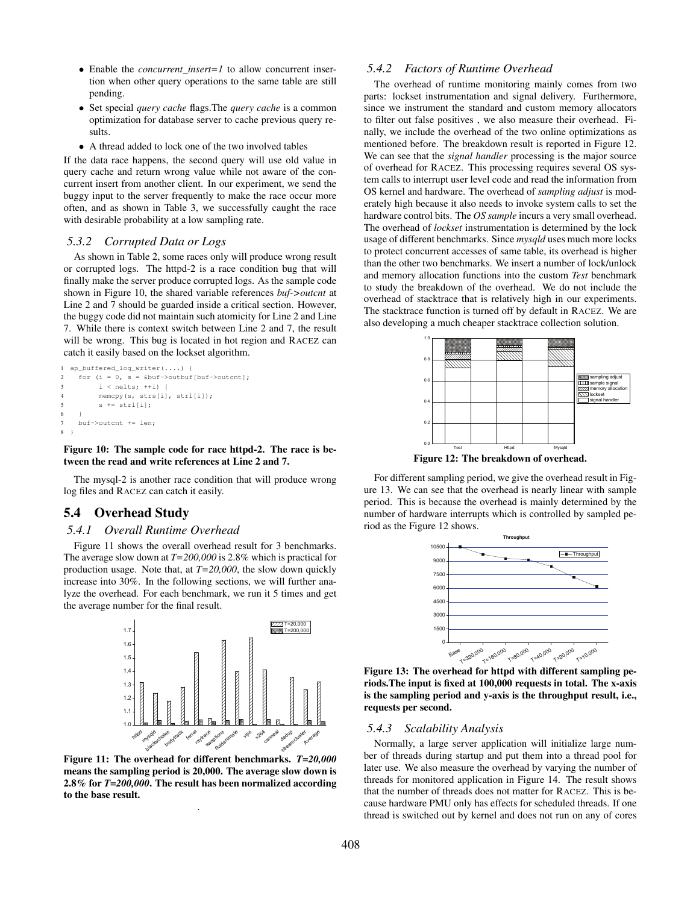- Enable the *concurrent_insert=1* to allow concurrent insertion when other query operations to the same table are still pending.
- Set special *query cache* flags.The *query cache* is a common optimization for database server to cache previous query results.
- A thread added to lock one of the two involved tables

If the data race happens, the second query will use old value in query cache and return wrong value while not aware of the concurrent insert from another client. In our experiment, we send the buggy input to the server frequently to make the race occur more often, and as shown in Table 3, we successfully caught the race with desirable probability at a low sampling rate.

### 5.3.2 Corrupted Data or Logs

As shown in Table 2, some races only will produce wrong result or corrupted logs. The httpd-2 is a race condition bug that will finally make the server produce corrupted logs. As the sample code shown in Figure 10, the shared variable references *buf->outcnt* at Line 2 and 7 should be guarded inside a critical section. However, the buggy code did not maintain such atomicity for Line 2 and Line 7. While there is context switch between Line 2 and 7, the result will be wrong. This bug is located in hot region and RACEZ can catch it easily based on the lockset algorithm.

```
1 ap_buffered_log_writer(....) {
2   for (i = 0, s = &buf->outbuf[buf->outcnt];
3        i < nelts; ++i) {
4        memcpy(s, strs[i], strl[i]);
5        s += strl[i];
6   }
7   buf->outcnt += len;
8 }
```

**Figure 10: The sample code for race httpd-2. The race is between the read and write references at Line 2 and 7.**

The mysql-2 is another race condition that will produce wrong log files and RACEZ can catch it easily.

## 5.4 Overhead Study

### 5.4.1 Overall Runtime Overhead

Figure 11 shows the overall overhead result for 3 benchmarks. The average slow down at *T=200,000* is 2.8% which is practical for production usage. Note that, at *T=20,000*, the slow down quickly increase into 30%. In the following sections, we will further analyze the overhead. For each benchmark, we run it 5 times and get the average number for the final result.

**Figure 11: The overhead for different benchmarks. *T=20,000* means the sampling period is 20,000. The average slow down is 2.8% for *T=200,000*. The result has been normalized according to the base result.**

### 5.4.2 Factors of Runtime Overhead

The overhead of runtime monitoring mainly comes from two parts: lockset instrumentation and signal delivery. Furthermore, since we instrument the standard and custom memory allocators to filter out false positives , we also measure their overhead. Finally, we include the overhead of the two online optimizations as mentioned before. The breakdown result is reported in Figure 12. We can see that the *signal handler* processing is the major source of overhead for RACEZ. This processing requires several OS system calls to interrupt user level code and read the information from OS kernel and hardware. The overhead of *sampling adjust* is moderately high because it also needs to invoke system calls to set the hardware control bits. The *OS sample* incurs a very small overhead. The overhead of *lockset* instrumentation is determined by the lock usage of different benchmarks. Since *mysqld* uses much more locks to protect concurrent accesses of same table, its overhead is higher than the other two benchmarks. We insert a number of lock/unlock and memory allocation functions into the custom *Test* benchmark to study the breakdown of the overhead. We do not include the overhead of stacktrace that is relatively high in our experiments. The stacktrace function is turned off by default in RACEZ. We are also developing a much cheaper stacktrace collection solution.

**Figure 12: The breakdown of overhead.**

For different sampling period, we give the overhead result in Figure 13. We can see that the overhead is nearly linear with sample period. This is because the overhead is mainly determined by the number of hardware interrupts which is controlled by sampled period as the Figure 12 shows.

**Figure 13: The overhead for httpd with different sampling periods.The input is fixed at 100,000 requests in total. The x-axis is the sampling period and y-axis is the throughput result, i.e., requests per second.**

### 5.4.3 Scalability Analysis

Normally, a large server application will initialize large number of threads during startup and put them into a thread pool for later use. We also measure the overhead by varying the number of threads for monitored application in Figure 14. The result shows that the number of threads does not matter for RACEZ. This is because hardware PMU only has effects for scheduled threads. If one thread is switched out by kernel and does not run on any of cores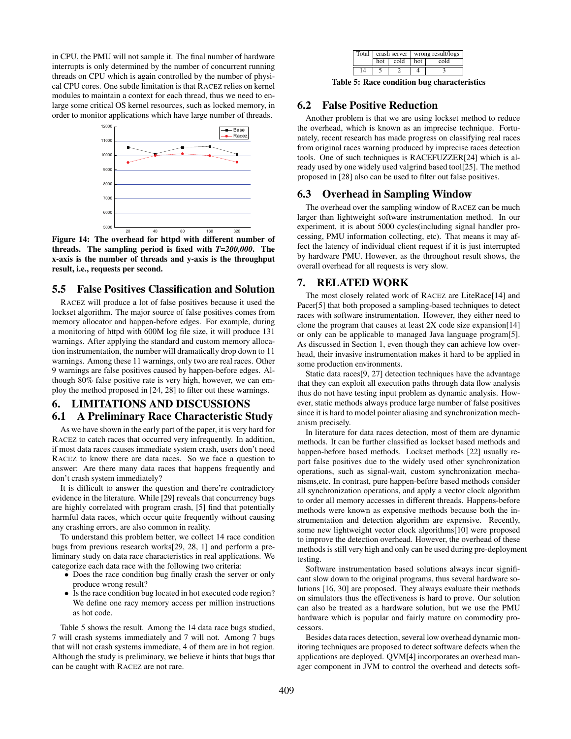in CPU, the PMU will not sample it. The final number of hardware interrupts is only determined by the number of concurrent running threads on CPU which is again controlled by the number of physical CPU cores. One subtle limitation is that RACEZ relies on kernel modules to maintain a context for each thread, thus we need to enlarge some critical OS kernel resources, such as locked memory, in order to monitor applications which have large number of threads.

**Figure 14: The overhead for httpd with different number of threads. The sampling period is fixed with *T=200,000*. The x-axis is the number of threads and y-axis is the throughput result, i.e., requests per second.**

## 5.5 False Positives Classification and Solution

RACEZ will produce a lot of false positives because it used the lockset algorithm. The major source of false positives comes from memory allocator and happen-before edges. For example, during a monitoring of httpd with 600M log file size, it will produce 131 warnings. After applying the standard and custom memory allocation instrumentation, the number will dramatically drop down to 11 warnings. Among these 11 warnings, only two are real races. Other 9 warnings are false positives caused by happen-before edges. Although 80% false positive rate is very high, however, we can employ the method proposed in [24, 28] to filter out these warnings.

# 6. LIMITATIONS AND DISCUSSIONS

## 6.1 A Preliminary Race Characteristic Study

As we have shown in the early part of the paper, it is very hard for RACEZ to catch races that occurred very infrequently. In addition, if most data races causes immediate system crash, users don't need RACEZ to know there are data races. So we face a question to answer: Are there many data races that happens frequently and don't crash system immediately?

It is difficult to answer the question and there're contradictory evidence in the literature. While [29] reveals that concurrency bugs are highly correlated with program crash, [5] find that potentially harmful data races, which occur quite frequently without causing any crashing errors, are also common in reality.

To understand this problem better, we collect 14 race condition bugs from previous research works[29, 28, 1] and perform a preliminary study on data race characteristics in real applications. We categorize each data race with the following two criteria:

- Does the race condition bug finally crash the server or only produce wrong result?
- Is the race condition bug located in hot executed code region? We define one racy memory access per million instructions as hot code.

Table 5 shows the result. Among the 14 data race bugs studied, 7 will crash systems immediately and 7 will not. Among 7 bugs that will not crash systems immediate, 4 of them are in hot region. Although the study is preliminary, we believe it hints that bugs that can be caught with RACEZ are not rare.

| Total | crash server | | wrong result/logs | |
|---|---|---|---|---|
| | hot | cold | hot | cold |
| 14 | 5 | 2 | 4 | 3 |

**Table 5: Race condition bug characteristics**

## 6.2 False Positive Reduction

Another problem is that we are using lockset method to reduce the overhead, which is known as an imprecise technique. Fortunately, recent research has made progress on classifying real races from original races warning produced by imprecise races detection tools. One of such techniques is RACEFUZZER[24] which is already used by one widely used valgrind based tool[25]. The method proposed in [28] also can be used to filter out false positives.

## 6.3 Overhead in Sampling Window

The overhead over the sampling window of RACEZ can be much larger than lightweight software instrumentation method. In our experiment, it is about 5000 cycles(including signal handler processing, PMU information collecting, etc). That means it may affect the latency of individual client request if it is just interrupted by hardware PMU. However, as the throughout result shows, the overall overhead for all requests is very slow.

# 7. RELATED WORK

The most closely related work of RACEZ are LiteRace[14] and Pacer[5] that both proposed a sampling-based techniques to detect races with software instrumentation. However, they either need to clone the program that causes at least 2X code size expansion[14] or only can be applicable to managed Java language program[5]. As discussed in Section 1, even though they can achieve low overhead, their invasive instrumentation makes it hard to be applied in some production environments.

Static data races[9, 27] detection techniques have the advantage that they can exploit all execution paths through data flow analysis thus do not have testing input problem as dynamic analysis. However, static methods always produce large number of false positives since it is hard to model pointer aliasing and synchronization mechanism precisely.

In literature for data races detection, most of them are dynamic methods. It can be further classified as lockset based methods and happen-before based methods. Lockset methods [22] usually report false positives due to the widely used other synchronization operations, such as signal-wait, custom synchronization mechanisms,etc. In contrast, pure happen-before based methods consider all synchronization operations, and apply a vector clock algorithm to order all memory accesses in different threads. Happens-before methods were known as expensive methods because both the instrumentation and detection algorithm are expensive. Recently, some new lightweight vector clock algorithms[10] were proposed to improve the detection overhead. However, the overhead of these methods is still very high and only can be used during pre-deployment testing.

Software instrumentation based solutions always incur significant slow down to the original programs, thus several hardware solutions [16, 30] are proposed. They always evaluate their methods on simulators thus the effectiveness is hard to prove. Our solution can also be treated as a hardware solution, but we use the PMU hardware which is popular and fairly mature on commodity processors.

Besides data races detection, several low overhead dynamic monitoring techniques are proposed to detect software defects when the applications are deployed. QVM[4] incorporates an overhead manager component in JVM to control the overhead and detects soft-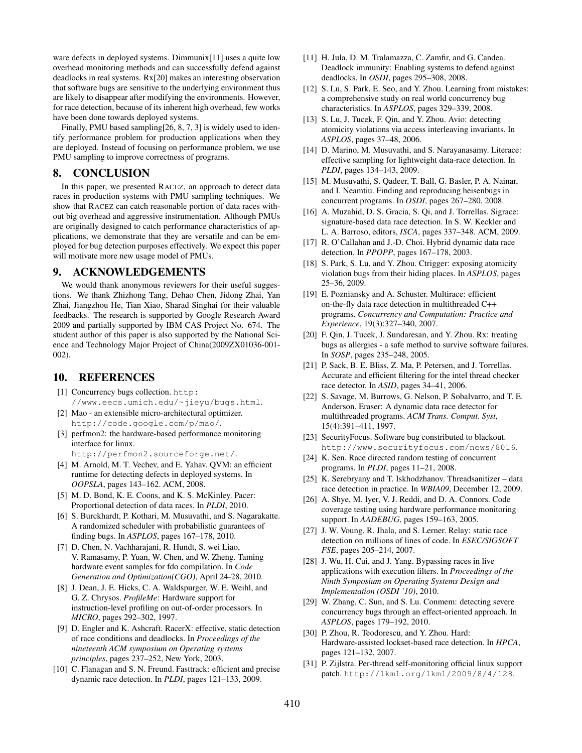ware defects in deployed systems. Dimmunix[11] uses a quite low overhead monitoring methods and can successfully defend against deadlocks in real systems. Rx[20] makes an interesting observation that software bugs are sensitive to the underlying environment thus are likely to disappear after modifying the environments. However, for race detection, because of its inherent high overhead, few works have been done towards deployed systems.

Finally, PMU based sampling[26, 8, 7, 3] is widely used to identify performance problem for production applications when they are deployed. Instead of focusing on performance problem, we use PMU sampling to improve correctness of programs.

## 8. CONCLUSION

In this paper, we presented RACEZ, an approach to detect data races in production systems with PMU sampling techniques. We show that RACEZ can catch reasonable portion of data races without big overhead and aggressive instrumentation. Although PMUs are originally designed to catch performance characteristics of applications, we demonstrate that they are versatile and can be employed for bug detection purposes effectively. We expect this paper will motivate more new usage model of PMUs.

## 9. ACKNOWLEDGEMENTS

We would thank anonymous reviewers for their useful suggestions. We thank Zhizhong Tang, Dehao Chen, Jidong Zhai, Yan Zhai, Jiangzhou He, Tian Xiao, Sharad Singhai for their valuable feedbacks. The research is supported by Google Research Award 2009 and partially supported by IBM CAS Project No. 674. The student author of this paper is also supported by the National Science and Technology Major Project of China(2009ZX01036-001-002).

## 10. REFERENCES

[1] Concurrency bugs collection. http://www.eecs.umich.edu/~jieyu/bugs.html.

[2] Mao - an extensible micro-architectural optimizer. http://code.google.com/p/mao/.

[3] perfmon2: the hardware-based performance monitoring interface for linux. http://perfmon2.sourceforge.net/.

[4] M. Arnold, M. T. Vechev, and E. Yahav. QVM: an efficient runtime for detecting defects in deployed systems. In *OOPSLA*, pages 143–162. ACM, 2008.

[5] M. D. Bond, K. E. Coons, and K. S. McKinley. Pacer: Proportional detection of data races. In *PLDI*, 2010.

[6] S. Burckhardt, P. Kothari, M. Musuvathi, and S. Nagarakatte. A randomized scheduler with probabilistic guarantees of finding bugs. In *ASPLOS*, pages 167–178, 2010.

[7] D. Chen, N. Vachharajani, R. Hundt, S. wei Liao, V. Ramasamy, P. Yuan, W. Chen, and W. Zheng. Taming hardware event samples for fdo compilation. In *Code Generation and Optimization(CGO)*, April 24-28, 2010.

[8] J. Dean, J. E. Hicks, C. A. Waldspurger, W. E. Weihl, and G. Z. Chrysos. *ProfileMe*: Hardware support for instruction-level profiling on out-of-order processors. In *MICRO*, pages 292–302, 1997.

[9] D. Engler and K. Ashcraft. RacerX: effective, static detection of race conditions and deadlocks. In *Proceedings of the nineteenth ACM symposium on Operating systems principles*, pages 237–252, New York, 2003.

[10] C. Flanagan and S. N. Freund. Fasttrack: efficient and precise dynamic race detection. In *PLDI*, pages 121–133, 2009.

[11] H. Jula, D. M. Tralamazza, C. Zamfir, and G. Candea. Deadlock immunity: Enabling systems to defend against deadlocks. In *OSDI*, pages 295–308, 2008.

[12] S. Lu, S. Park, E. Seo, and Y. Zhou. Learning from mistakes: a comprehensive study on real world concurrency bug characteristics. In *ASPLOS*, pages 329–339, 2008.

[13] S. Lu, J. Tucek, F. Qin, and Y. Zhou. Avio: detecting atomicity violations via access interleaving invariants. In *ASPLOS*, pages 37–48, 2006.

[14] D. Marino, M. Musuvathi, and S. Narayanasamy. Literace: effective sampling for lightweight data-race detection. In *PLDI*, pages 134–143, 2009.

[15] M. Musuvathi, S. Qadeer, T. Ball, G. Basler, P. A. Nainar, and I. Neamtiu. Finding and reproducing heisenbugs in concurrent programs. In *OSDI*, pages 267–280, 2008.

[16] A. Muzahid, D. S. Gracia, S. Qi, and J. Torrellas. Sigrace: signature-based data race detection. In S. W. Keckler and L. A. Barroso, editors, *ISCA*, pages 337–348. ACM, 2009.

[17] R. O'Callahan and J.-D. Choi. Hybrid dynamic data race detection. In *PPOPP*, pages 167–178, 2003.

[18] S. Park, S. Lu, and Y. Zhou. Ctrigger: exposing atomicity violation bugs from their hiding places. In *ASPLOS*, pages 25–36, 2009.

[19] E. Pozniansky and A. Schuster. Multirace: efficient on-the-fly data race detection in multithreaded C++ programs. *Concurrency and Computation: Practice and Experience*, 19(3):327–340, 2007.

[20] F. Qin, J. Tucek, J. Sundaresan, and Y. Zhou. Rx: treating bugs as allergies - a safe method to survive software failures. In *SOSP*, pages 235–248, 2005.

[21] P. Sack, B. E. Bliss, Z. Ma, P. Petersen, and J. Torrellas. Accurate and efficient filtering for the intel thread checker race detector. In *ASID*, pages 34–41, 2006.

[22] S. Savage, M. Burrows, G. Nelson, P. Sobalvarro, and T. E. Anderson. Eraser: A dynamic data race detector for multithreaded programs. *ACM Trans. Comput. Syst*, 15(4):391–411, 1997.

[23] SecurityFocus. Software bug constributed to blackout. http://www.securityfocus.com/news/8016.

[24] K. Sen. Race directed random testing of concurrent programs. In *PLDI*, pages 11–21, 2008.

[25] K. Serebryany and T. Iskhodzhanov. Threadsanitizer – data race detection in practice. In *WBIA09*, December 12, 2009.

[26] A. Shye, M. Iyer, V. J. Reddi, and D. A. Connors. Code coverage testing using hardware performance monitoring support. In *AADEBUG*, pages 159–163, 2005.

[27] J. W. Voung, R. Jhala, and S. Lerner. Relay: static race detection on millions of lines of code. In *ESEC/SIGSOFT FSE*, pages 205–214, 2007.

[28] J. Wu, H. Cui, and J. Yang. Bypassing races in live applications with execution filters. In *Proceedings of the Ninth Symposium on Operating Systems Design and Implementation (OSDI '10)*, 2010.

[29] W. Zhang, C. Sun, and S. Lu. Conmem: detecting severe concurrency bugs through an effect-oriented approach. In *ASPLOS*, pages 179–192, 2010.

[30] P. Zhou, R. Teodorescu, and Y. Zhou. Hard: Hardware-assisted lockset-based race detection. In *HPCA*, pages 121–132, 2007.

[31] P. Zijlstra. Per-thread self-monitoring official linux support patch. http://lkml.org/lkml/2009/8/4/128.